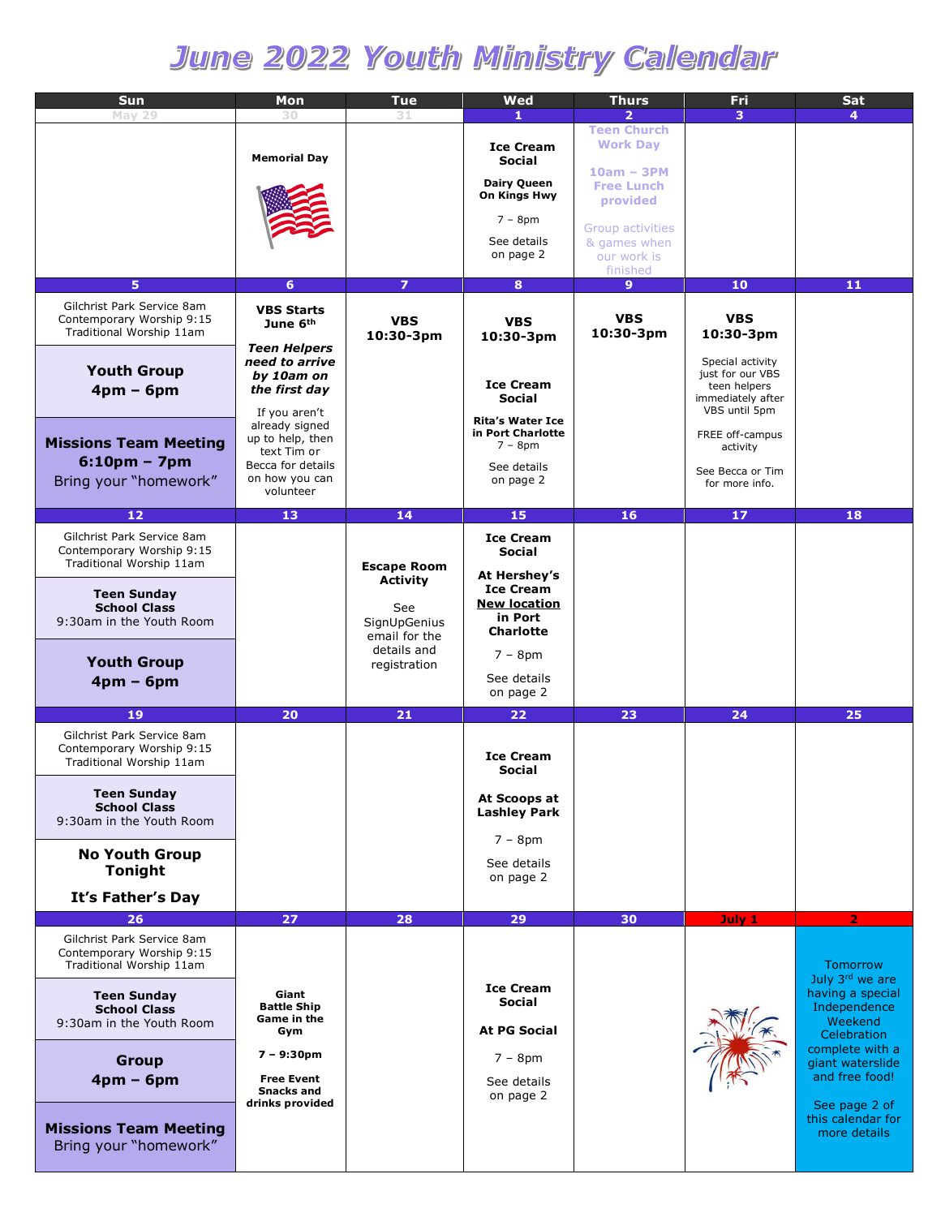# June 2022 Youth Ministry Calendar

| Sun | Mon | Tue | Wed | Thurs | Fri | Sat |
|---|---|---|---|---|---|---|
| May 29 | 30 | 31 | 1 | 2 | 3 | 4 |
| | **Memorial Day** | | **Ice Cream Social** **Dairy Queen On Kings Hwy** 7 – 8pm See details on page 2 | **Teen Church Work Day** **10am – 3PM Free Lunch provided** Group activities & games when our work is finished | | |
| 5 | 6 | 7 | 8 | 9 | 10 | 11 |
| Gilchrist Park Service 8am Contemporary Worship 9:15 Traditional Worship 11am **Youth Group 4pm – 6pm** **Missions Team Meeting 6:10pm – 7pm** Bring your "homework" | **VBS Starts June 6th** ***Teen Helpers need to arrive by 10am on the first day*** If you aren't already signed up to help, then text Tim or Becca for details on how you can volunteer | **VBS 10:30-3pm** | **VBS 10:30-3pm** **Ice Cream Social** **Rita's Water Ice in Port Charlotte** 7 – 8pm See details on page 2 | **VBS 10:30-3pm** | **VBS 10:30-3pm** Special activity just for our VBS teen helpers immediately after VBS until 5pm FREE off-campus activity See Becca or Tim for more info. | |
| 12 | 13 | 14 | 15 | 16 | 17 | 18 |
| Gilchrist Park Service 8am Contemporary Worship 9:15 Traditional Worship 11am **Teen Sunday School Class** 9:30am in the Youth Room **Youth Group 4pm – 6pm** | | **Escape Room Activity** See SignUpGenius email for the details and registration | **Ice Cream Social** **At Hershey's Ice Cream** **<u>New location</u> in Port Charlotte** 7 – 8pm See details on page 2 | | | |
| 19 | 20 | 21 | 22 | 23 | 24 | 25 |
| Gilchrist Park Service 8am Contemporary Worship 9:15 Traditional Worship 11am **Teen Sunday School Class** 9:30am in the Youth Room **No Youth Group Tonight** **It's Father's Day** | | | **Ice Cream Social** **At Scoops at Lashley Park** 7 – 8pm See details on page 2 | | | |
| 26 | 27 | 28 | 29 | 30 | July 1 | 2 |
| Gilchrist Park Service 8am Contemporary Worship 9:15 Traditional Worship 11am **Teen Sunday School Class** 9:30am in the Youth Room **Group 4pm – 6pm** **Missions Team Meeting** Bring your "homework" | **Giant Battle Ship Game in the Gym** **7 – 9:30pm** **Free Event Snacks and drinks provided** | | **Ice Cream Social** **At PG Social** 7 – 8pm See details on page 2 | | | Tomorrow July 3rd we are having a special Independence Weekend Celebration complete with a giant waterslide and free food! See page 2 of this calendar for more details |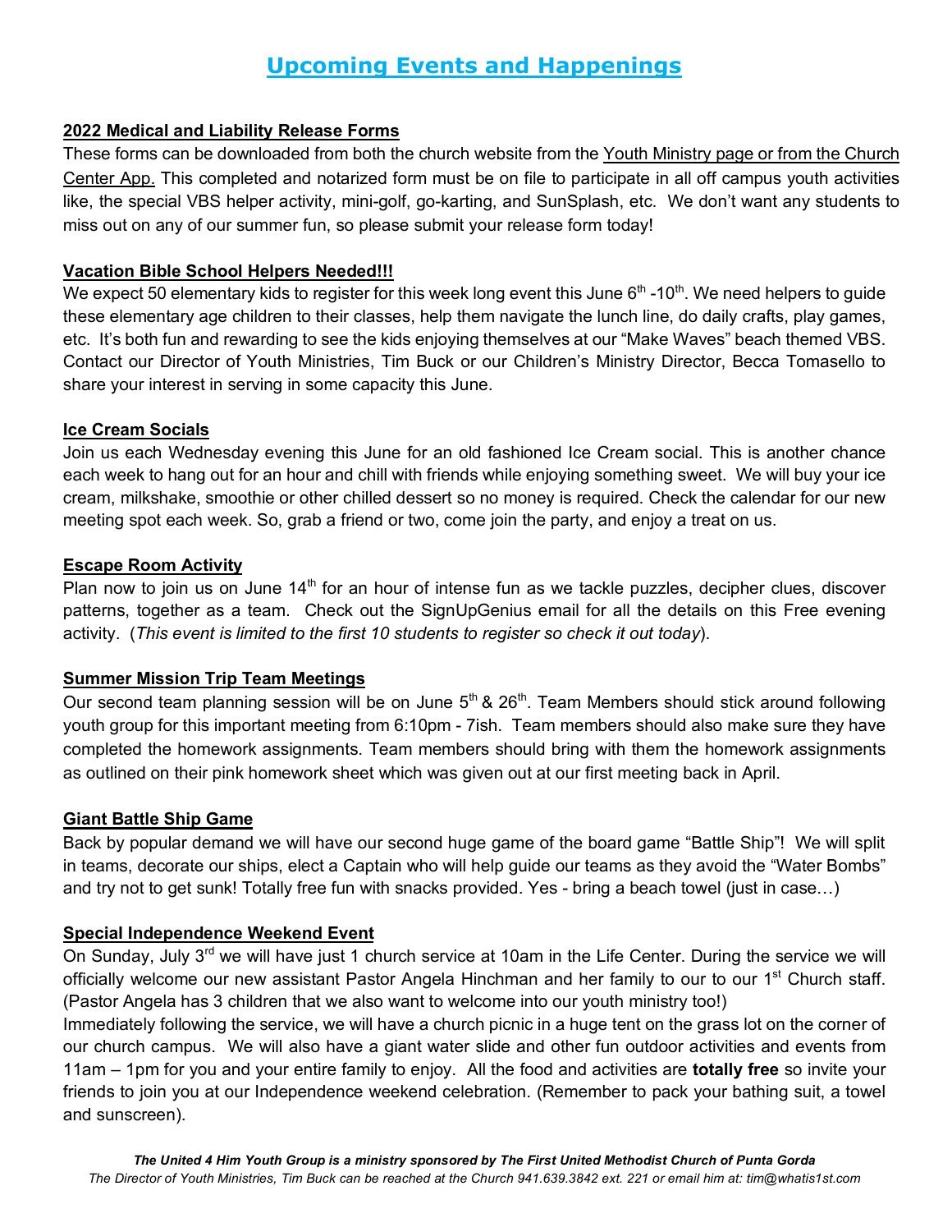# Upcoming Events and Happenings

**2022 Medical and Liability Release Forms**

These forms can be downloaded from both the church website from the Youth Ministry page or from the Church Center App. This completed and notarized form must be on file to participate in all off campus youth activities like, the special VBS helper activity, mini-golf, go-karting, and SunSplash, etc. We don't want any students to miss out on any of our summer fun, so please submit your release form today!

**Vacation Bible School Helpers Needed!!!**

We expect 50 elementary kids to register for this week long event this June 6th -10th. We need helpers to guide these elementary age children to their classes, help them navigate the lunch line, do daily crafts, play games, etc. It's both fun and rewarding to see the kids enjoying themselves at our "Make Waves" beach themed VBS. Contact our Director of Youth Ministries, Tim Buck or our Children's Ministry Director, Becca Tomasello to share your interest in serving in some capacity this June.

**Ice Cream Socials**

Join us each Wednesday evening this June for an old fashioned Ice Cream social. This is another chance each week to hang out for an hour and chill with friends while enjoying something sweet. We will buy your ice cream, milkshake, smoothie or other chilled dessert so no money is required. Check the calendar for our new meeting spot each week. So, grab a friend or two, come join the party, and enjoy a treat on us.

**Escape Room Activity**

Plan now to join us on June 14th for an hour of intense fun as we tackle puzzles, decipher clues, discover patterns, together as a team. Check out the SignUpGenius email for all the details on this Free evening activity. (*This event is limited to the first 10 students to register so check it out today*).

**Summer Mission Trip Team Meetings**

Our second team planning session will be on June 5th & 26th. Team Members should stick around following youth group for this important meeting from 6:10pm - 7ish. Team members should also make sure they have completed the homework assignments. Team members should bring with them the homework assignments as outlined on their pink homework sheet which was given out at our first meeting back in April.

**Giant Battle Ship Game**

Back by popular demand we will have our second huge game of the board game "Battle Ship"! We will split in teams, decorate our ships, elect a Captain who will help guide our teams as they avoid the "Water Bombs" and try not to get sunk! Totally free fun with snacks provided. Yes - bring a beach towel (just in case…)

**Special Independence Weekend Event**

On Sunday, July 3rd we will have just 1 church service at 10am in the Life Center. During the service we will officially welcome our new assistant Pastor Angela Hinchman and her family to our to our 1st Church staff. (Pastor Angela has 3 children that we also want to welcome into our youth ministry too!)

Immediately following the service, we will have a church picnic in a huge tent on the grass lot on the corner of our church campus. We will also have a giant water slide and other fun outdoor activities and events from 11am – 1pm for you and your entire family to enjoy. All the food and activities are **totally free** so invite your friends to join you at our Independence weekend celebration. (Remember to pack your bathing suit, a towel and sunscreen).

***The United 4 Him Youth Group is a ministry sponsored by The First United Methodist Church of Punta Gorda***

*The Director of Youth Ministries, Tim Buck can be reached at the Church 941.639.3842 ext. 221 or email him at: tim@whatis1st.com*